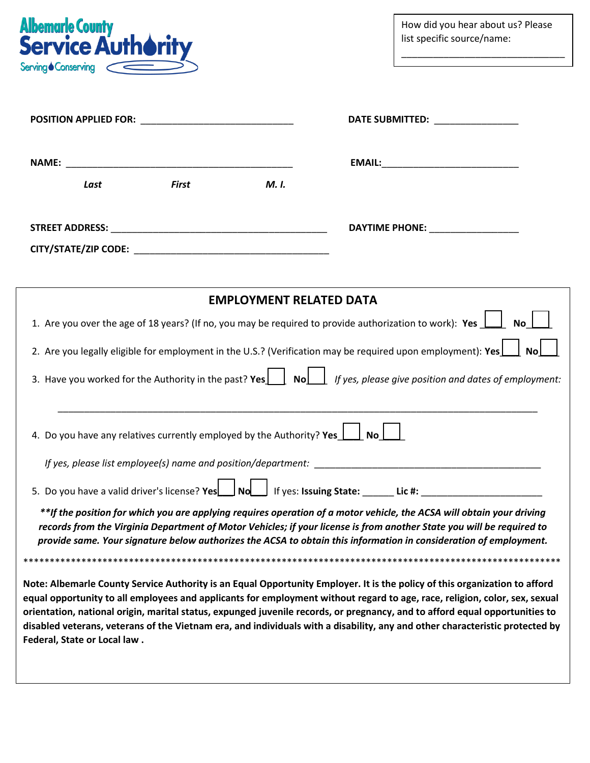Albemarle County Service Authority

Serving Conserving

How did you hear about us? Please list specific source/name:

________________________________

**POSITION APPLIED FOR:** ______________________________ **DATE SUBMITTED:** ________________

**NAME:** _____________________________________________ **EMAIL:**__________________________

*Last* *First* *M. I.*

**STREET ADDRESS:** __________________________________________ **DAYTIME PHONE:** _________________

**CITY/STATE/ZIP CODE:** ______________________________________

## EMPLOYMENT RELATED DATA

1. Are you over the age of 18 years? (If no, you may be required to provide authorization to work): **Yes** ☐ **No** ☐
2. Are you legally eligible for employment in the U.S.? (Verification may be required upon employment): **Yes** ☐ **No** ☐
3. Have you worked for the Authority in the past? **Yes** ☐ **No** ☐ *If yes, please give position and dates of employment:*

   ______________________________________________________________________________________

4. Do you have any relatives currently employed by the Authority? **Yes** ☐ **No** ☐

   *If yes, please list employee(s) name and position/department:* _____________________________________________

5. Do you have a valid driver's license? **Yes** ☐ **No** ☐ If yes: **Issuing State:** ______ **Lic #:** _______________________

***\*\*If the position for which you are applying requires operation of a motor vehicle, the ACSA will obtain your driving records from the Virginia Department of Motor Vehicles; if your license is from another State you will be required to provide same. Your signature below authorizes the ACSA to obtain this information in consideration of employment.***

\*\*\*\*\*\*\*\*\*\*\*\*\*\*\*\*\*\*\*\*\*\*\*\*\*\*\*\*\*\*\*\*\*\*\*\*\*\*\*\*\*\*\*\*\*\*\*\*\*\*\*\*\*\*\*\*\*\*\*\*\*\*\*\*\*\*\*\*\*\*\*\*\*\*\*\*\*\*\*\*\*\*\*\*\*\*\*\*\*\*\*\*\*\*\*\*\*\*\*\*\*

**Note: Albemarle County Service Authority is an Equal Opportunity Employer. It is the policy of this organization to afford equal opportunity to all employees and applicants for employment without regard to age, race, religion, color, sex, sexual orientation, national origin, marital status, expunged juvenile records, or pregnancy, and to afford equal opportunities to disabled veterans, veterans of the Vietnam era, and individuals with a disability, any and other characteristic protected by Federal, State or Local law .**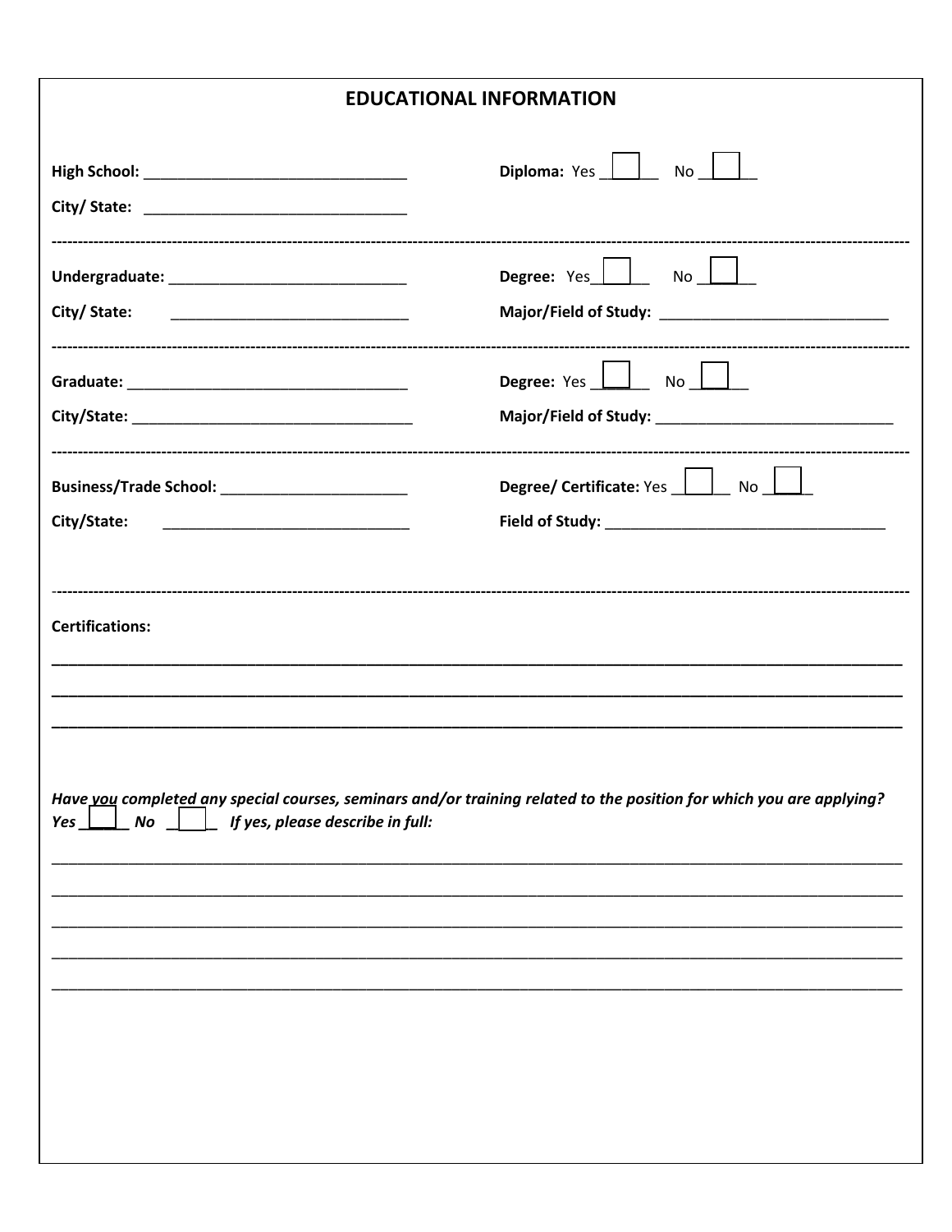# EDUCATIONAL INFORMATION

**High School:** _______________________________ **Diploma:** Yes ☐ No ☐

**City/ State:** _______________________________

---

**Undergraduate:** ____________________________ **Degree:** Yes ☐ No ☐

**City/ State:** ____________________________ **Major/Field of Study:** ___________________________

---

**Graduate:** _________________________________ **Degree:** Yes ☐ No ☐

**City/State:** _________________________________ **Major/Field of Study:** ____________________________

---

**Business/Trade School:** ______________________ **Degree/ Certificate:** Yes ☐ No ☐

**City/State:** _____________________________ **Field of Study:** _________________________________

---

**Certifications:**

_______________________________________________________________________________

_______________________________________________________________________________

_______________________________________________________________________________

*Have you completed any special courses, seminars and/or training related to the position for which you are applying?*
*Yes* ☐ *No* ☐ *If yes, please describe in full:*

_______________________________________________________________________________

_______________________________________________________________________________

_______________________________________________________________________________

_______________________________________________________________________________

_______________________________________________________________________________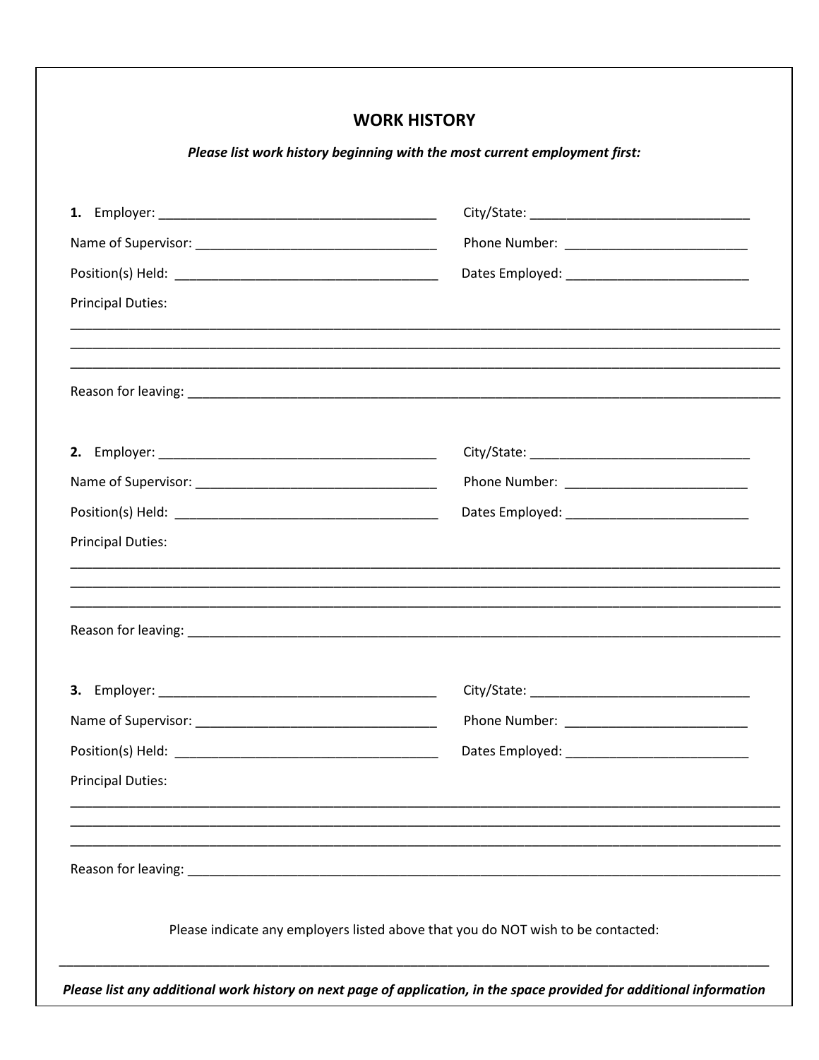## WORK HISTORY

***Please list work history beginning with the most current employment first:***

**1.** Employer: ______________________________________ City/State: ______________________________

Name of Supervisor: ________________________________ Phone Number: _________________________

Position(s) Held: ____________________________________ Dates Employed: _________________________

Principal Duties:

_____________________________________________________________________________________________

_____________________________________________________________________________________________

_____________________________________________________________________________________________

Reason for leaving: ____________________________________________________________________________

**2.** Employer: ______________________________________ City/State: ______________________________

Name of Supervisor: ________________________________ Phone Number: _________________________

Position(s) Held: ____________________________________ Dates Employed: _________________________

Principal Duties:

_____________________________________________________________________________________________

_____________________________________________________________________________________________

_____________________________________________________________________________________________

Reason for leaving: ____________________________________________________________________________

**3.** Employer: ______________________________________ City/State: ______________________________

Name of Supervisor: ________________________________ Phone Number: _________________________

Position(s) Held: ____________________________________ Dates Employed: _________________________

Principal Duties:

_____________________________________________________________________________________________

_____________________________________________________________________________________________

_____________________________________________________________________________________________

Reason for leaving: ____________________________________________________________________________

Please indicate any employers listed above that you do NOT wish to be contacted:

_____________________________________________________________________________________________

***Please list any additional work history on next page of application, in the space provided for additional information***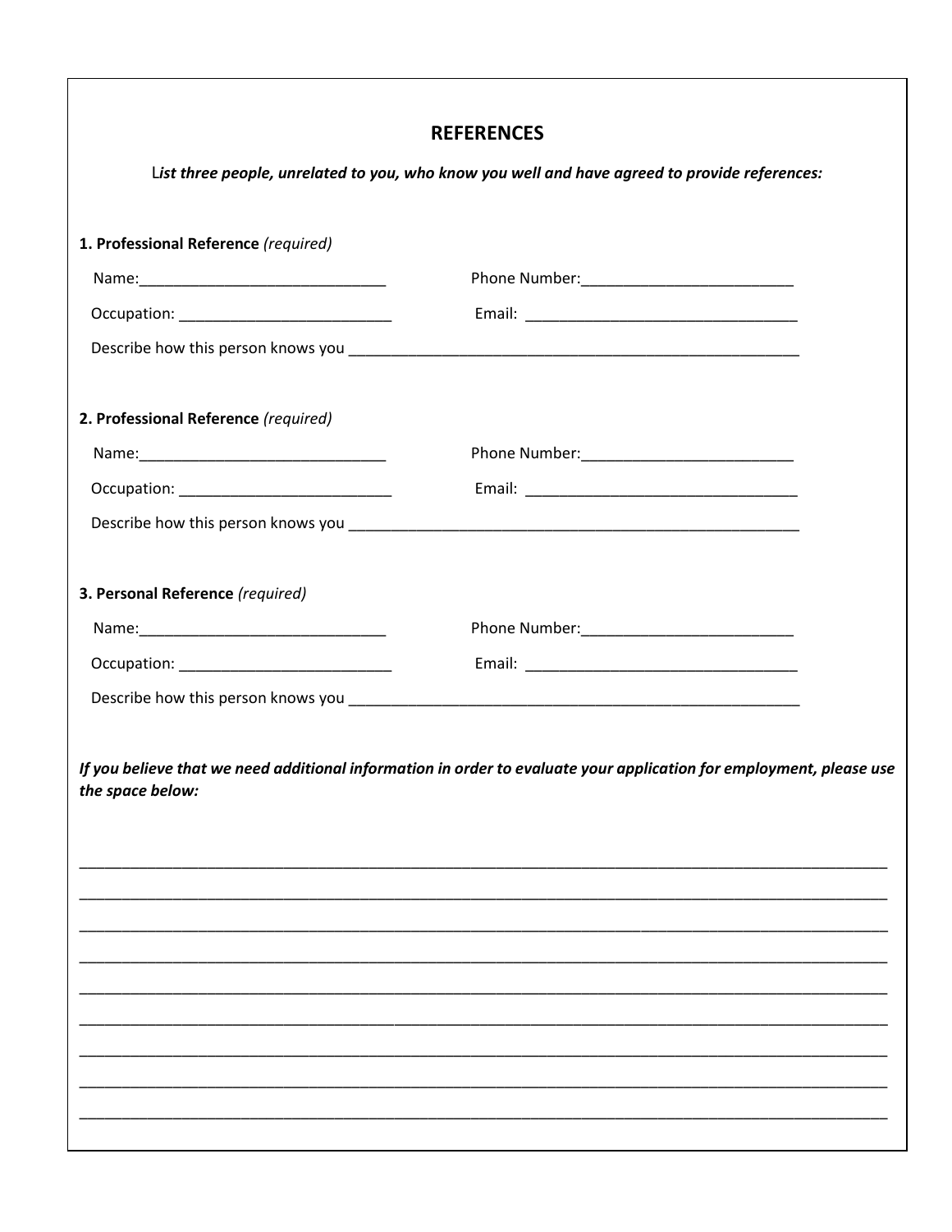## REFERENCES

*List three people, unrelated to you, who know you well and have agreed to provide references:*

**1. Professional Reference** *(required)*

Name:______________________________ Phone Number:_________________________

Occupation: __________________________ Email: _________________________________

Describe how this person knows you _______________________________________________________

**2. Professional Reference** *(required)*

Name:______________________________ Phone Number:_________________________

Occupation: __________________________ Email: _________________________________

Describe how this person knows you _______________________________________________________

**3. Personal Reference** *(required)*

Name:______________________________ Phone Number:_________________________

Occupation: __________________________ Email: _________________________________

Describe how this person knows you _______________________________________________________

***If you believe that we need additional information in order to evaluate your application for employment, please use the space below:***

_____________________________________________________________________________________________

_____________________________________________________________________________________________

_____________________________________________________________________________________________

_____________________________________________________________________________________________

_____________________________________________________________________________________________

_____________________________________________________________________________________________

_____________________________________________________________________________________________

_____________________________________________________________________________________________

_____________________________________________________________________________________________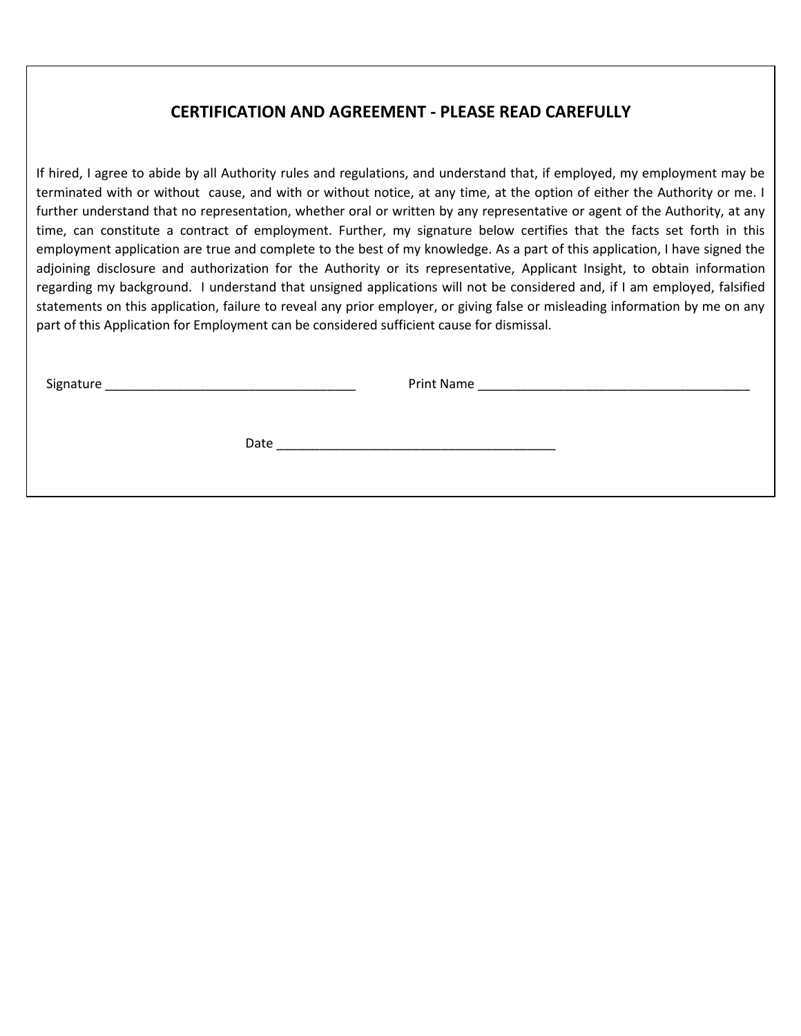## CERTIFICATION AND AGREEMENT - PLEASE READ CAREFULLY

If hired, I agree to abide by all Authority rules and regulations, and understand that, if employed, my employment may be terminated with or without cause, and with or without notice, at any time, at the option of either the Authority or me. I further understand that no representation, whether oral or written by any representative or agent of the Authority, at any time, can constitute a contract of employment. Further, my signature below certifies that the facts set forth in this employment application are true and complete to the best of my knowledge. As a part of this application, I have signed the adjoining disclosure and authorization for the Authority or its representative, Applicant Insight, to obtain information regarding my background. I understand that unsigned applications will not be considered and, if I am employed, falsified statements on this application, failure to reveal any prior employer, or giving false or misleading information by me on any part of this Application for Employment can be considered sufficient cause for dismissal.

Signature ___________________________________ Print Name _______________________________________

Date _______________________________________